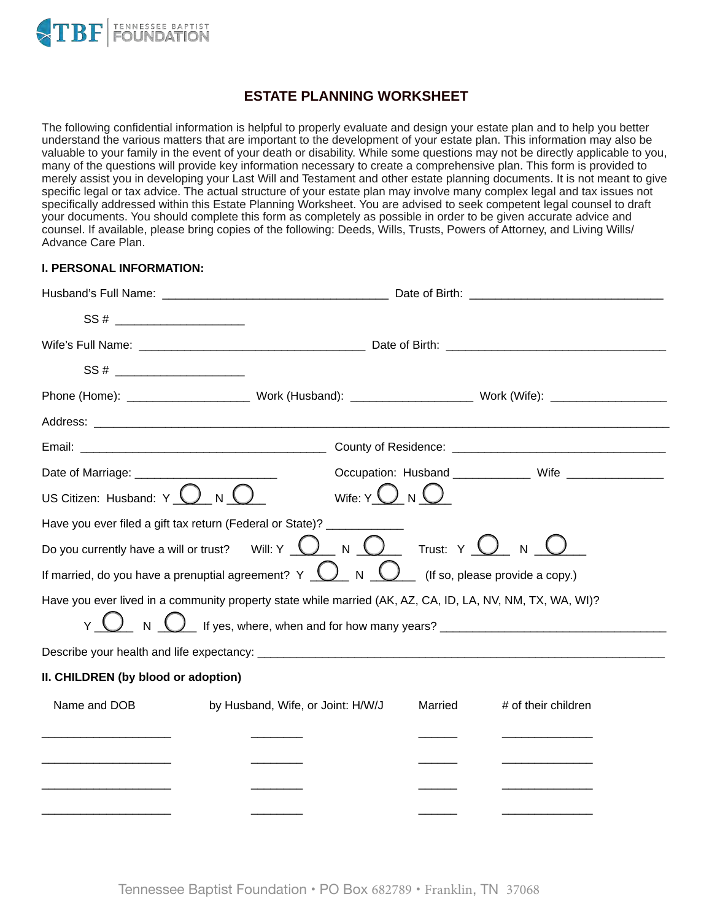TBF | TENNESSEE BAPTIST FOUNDATION

## ESTATE PLANNING WORKSHEET

The following confidential information is helpful to properly evaluate and design your estate plan and to help you better understand the various matters that are important to the development of your estate plan. This information may also be valuable to your family in the event of your death or disability. While some questions may not be directly applicable to you, many of the questions will provide key information necessary to create a comprehensive plan. This form is provided to merely assist you in developing your Last Will and Testament and other estate planning documents. It is not meant to give specific legal or tax advice. The actual structure of your estate plan may involve many complex legal and tax issues not specifically addressed within this Estate Planning Worksheet. You are advised to seek competent legal counsel to draft your documents. You should complete this form as completely as possible in order to be given accurate advice and counsel. If available, please bring copies of the following: Deeds, Wills, Trusts, Powers of Attorney, and Living Wills/ Advance Care Plan.

### I. PERSONAL INFORMATION:

Husband's Full Name: ________________________________ Date of Birth: ___________________________

SS # ___________________

Wife's Full Name: ________________________________ Date of Birth: ________________________________

SS # ___________________

Phone (Home): __________________ Work (Husband): __________________ Work (Wife): _________________

Address: ____________________________________________________________________________________

Email: ____________________________________ County of Residence: _______________________________

Date of Marriage: _____________________ Occupation: Husband ___________ Wife ______________

US Citizen: Husband: Y ____ N ____ Wife: Y ____ N ____

Have you ever filed a gift tax return (Federal or State)? ___________

Do you currently have a will or trust? Will: Y ____ N ____ Trust: Y ____ N ____

If married, do you have a prenuptial agreement? Y ____ N ____ (If so, please provide a copy.)

Have you ever lived in a community property state while married (AK, AZ, CA, ID, LA, NV, NM, TX, WA, WI)?

Y ____ N ____ If yes, where, when and for how many years? ________________________________

Describe your health and life expectancy: ____________________________________________________________

### II. CHILDREN (by blood or adoption)

| Name and DOB | by Husband, Wife, or Joint: H/W/J | Married | # of their children |
|---|---|---|---|
| ___________________ | ________ | ______ | _____________ |
| ___________________ | ________ | ______ | _____________ |
| ___________________ | ________ | ______ | _____________ |
| ___________________ | ________ | ______ | _____________ |

Tennessee Baptist Foundation • PO Box 682789 • Franklin, TN 37068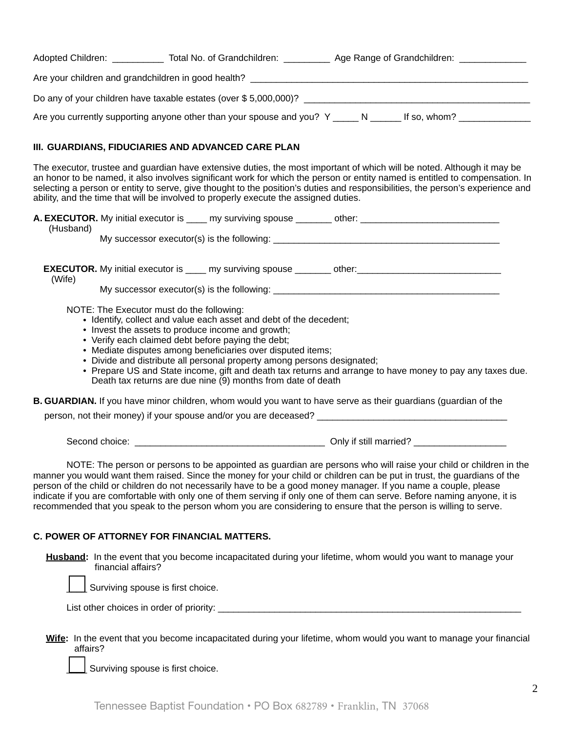Adopted Children: __________ Total No. of Grandchildren: _________ Age Range of Grandchildren: _____________

Are your children and grandchildren in good health? _________________________________________________________

Do any of your children have taxable estates (over $ 5,000,000)? ______________________________________________

Are you currently supporting anyone other than your spouse and you? Y _____ N ______ If so, whom? ______________

## III. GUARDIANS, FIDUCIARIES AND ADVANCED CARE PLAN

The executor, trustee and guardian have extensive duties, the most important of which will be noted. Although it may be an honor to be named, it also involves significant work for which the person or entity named is entitled to compensation. In selecting a person or entity to serve, give thought to the position's duties and responsibilities, the person's experience and ability, and the time that will be involved to properly execute the assigned duties.

**A. EXECUTOR.** My initial executor is ____ my surviving spouse _______ other: ___________________________
(Husband)
My successor executor(s) is the following: _______________________________________________

**EXECUTOR.** My initial executor is ____ my surviving spouse _______ other:_____________________________
(Wife)
My successor executor(s) is the following: _______________________________________________

NOTE: The Executor must do the following:

- Identify, collect and value each asset and debt of the decedent;
- Invest the assets to produce income and growth;
- Verify each claimed debt before paying the debt;
- Mediate disputes among beneficiaries over disputed items;
- Divide and distribute all personal property among persons designated;
- Prepare US and State income, gift and death tax returns and arrange to have money to pay any taxes due. Death tax returns are due nine (9) months from date of death

**B. GUARDIAN.** If you have minor children, whom would you want to have serve as their guardians (guardian of the person, not their money) if your spouse and/or you are deceased? ______________________________________

Second choice: _______________________________________ Only if still married? __________________

NOTE: The person or persons to be appointed as guardian are persons who will raise your child or children in the manner you would want them raised. Since the money for your child or children can be put in trust, the guardians of the person of the child or children do not necessarily have to be a good money manager. If you name a couple, please indicate if you are comfortable with only one of them serving if only one of them can serve. Before naming anyone, it is recommended that you speak to the person whom you are considering to ensure that the person is willing to serve.

**C. POWER OF ATTORNEY FOR FINANCIAL MATTERS.**

**Husband:** In the event that you become incapacitated during your lifetime, whom would you want to manage your financial affairs?

☐ Surviving spouse is first choice.

List other choices in order of priority: _______________________________________________________________

**Wife:** In the event that you become incapacitated during your lifetime, whom would you want to manage your financial affairs?

☐ Surviving spouse is first choice.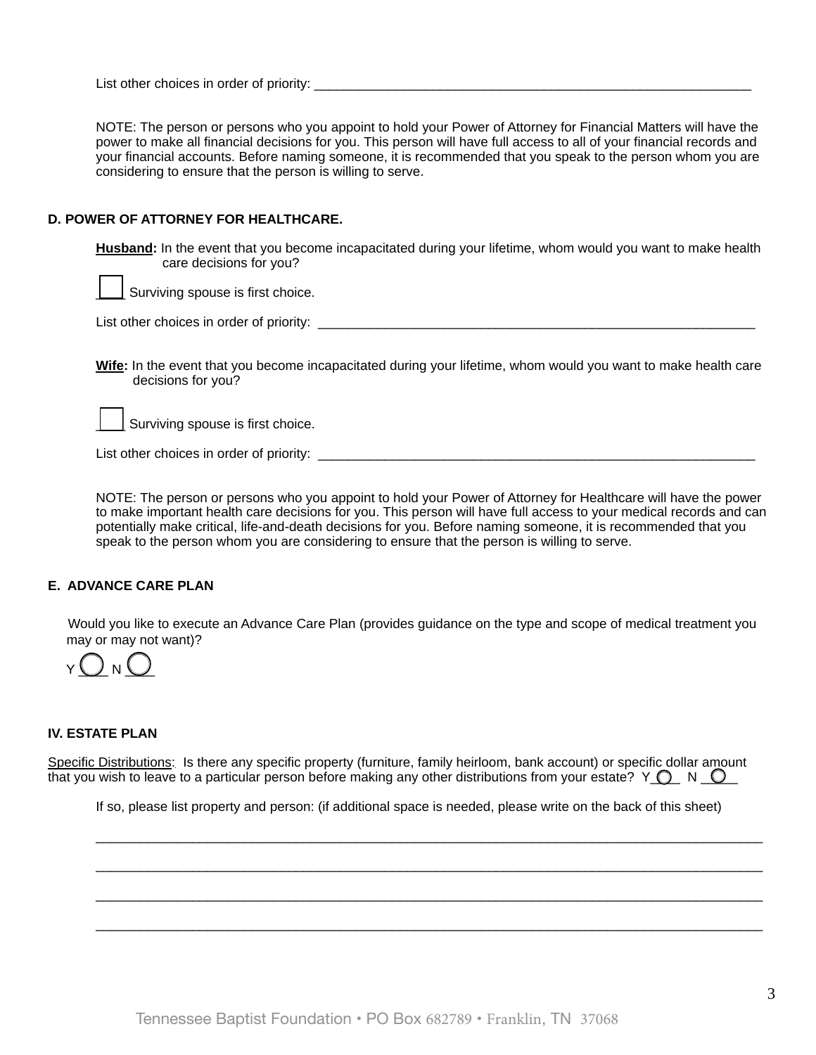List other choices in order of priority: ______________________________________________________________

NOTE: The person or persons who you appoint to hold your Power of Attorney for Financial Matters will have the power to make all financial decisions for you. This person will have full access to all of your financial records and your financial accounts. Before naming someone, it is recommended that you speak to the person whom you are considering to ensure that the person is willing to serve.

**D. POWER OF ATTORNEY FOR HEALTHCARE.**

**Husband**: In the event that you become incapacitated during your lifetime, whom would you want to make health care decisions for you?

☐ Surviving spouse is first choice.

List other choices in order of priority: ______________________________________________________________

**Wife**: In the event that you become incapacitated during your lifetime, whom would you want to make health care decisions for you?

☐ Surviving spouse is first choice.

List other choices in order of priority: ______________________________________________________________

NOTE: The person or persons who you appoint to hold your Power of Attorney for Healthcare will have the power to make important health care decisions for you. This person will have full access to your medical records and can potentially make critical, life-and-death decisions for you. Before naming someone, it is recommended that you speak to the person whom you are considering to ensure that the person is willing to serve.

**E. ADVANCE CARE PLAN**

Would you like to execute an Advance Care Plan (provides guidance on the type and scope of medical treatment you may or may not want)?

Y ◯ N ◯

**IV. ESTATE PLAN**

Specific Distributions: Is there any specific property (furniture, family heirloom, bank account) or specific dollar amount that you wish to leave to a particular person before making any other distributions from your estate? Y ◯ N ◯

If so, please list property and person: (if additional space is needed, please write on the back of this sheet)

_____________________________________________________________________________________________

_____________________________________________________________________________________________

_____________________________________________________________________________________________

_____________________________________________________________________________________________

Tennessee Baptist Foundation • PO Box 682789 • Franklin, TN 37068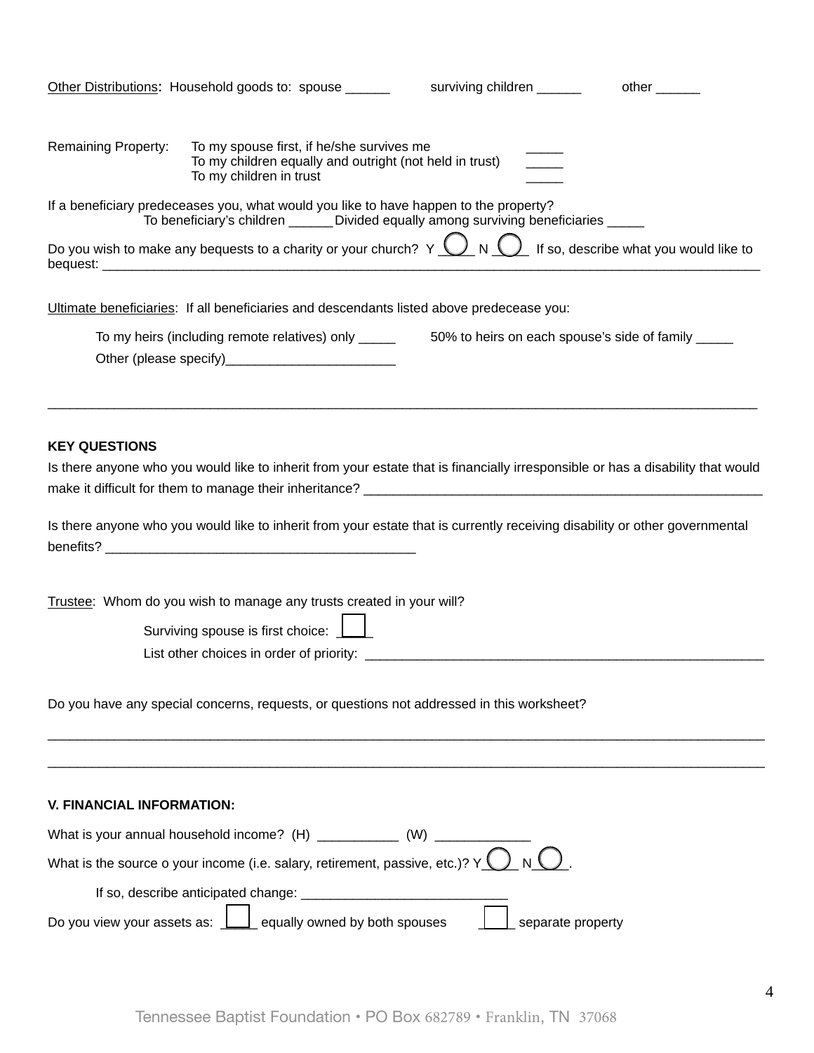<u>Other Distributions</u>: Household goods to: spouse ______ surviving children ______ other ______

Remaining Property: To my spouse first, if he/she survives me _____
To my children equally and outright (not held in trust) _____
To my children in trust _____

If a beneficiary predeceases you, what would you like to have happen to the property?
To beneficiary's children ______ Divided equally among surviving beneficiaries _____

Do you wish to make any bequests to a charity or your church? Y ◯ N ◯ If so, describe what you would like to bequest: ______________________________________________________________________________________

<u>Ultimate beneficiaries</u>: If all beneficiaries and descendants listed above predecease you:

To my heirs (including remote relatives) only _____ 50% to heirs on each spouse's side of family _____

Other (please specify)_______________________

___________________________________________________________________________________________

**KEY QUESTIONS**

Is there anyone who you would like to inherit from your estate that is financially irresponsible or has a disability that would make it difficult for them to manage their inheritance? ____________________________________________________

Is there anyone who you would like to inherit from your estate that is currently receiving disability or other governmental benefits? ________________________________________

<u>Trustee</u>: Whom do you wish to manage any trusts created in your will?

Surviving spouse is first choice: ☐

List other choices in order of priority: ____________________________________________________

Do you have any special concerns, requests, or questions not addressed in this worksheet?

___________________________________________________________________________________________

___________________________________________________________________________________________

**V. FINANCIAL INFORMATION:**

What is your annual household income? (H) ___________ (W) _____________

What is the source o your income (i.e. salary, retirement, passive, etc.)? Y ◯ N ◯.

If so, describe anticipated change: ____________________________

Do you view your assets as: ☐ equally owned by both spouses ☐ separate property

Tennessee Baptist Foundation • PO Box 682789 • Franklin, TN 37068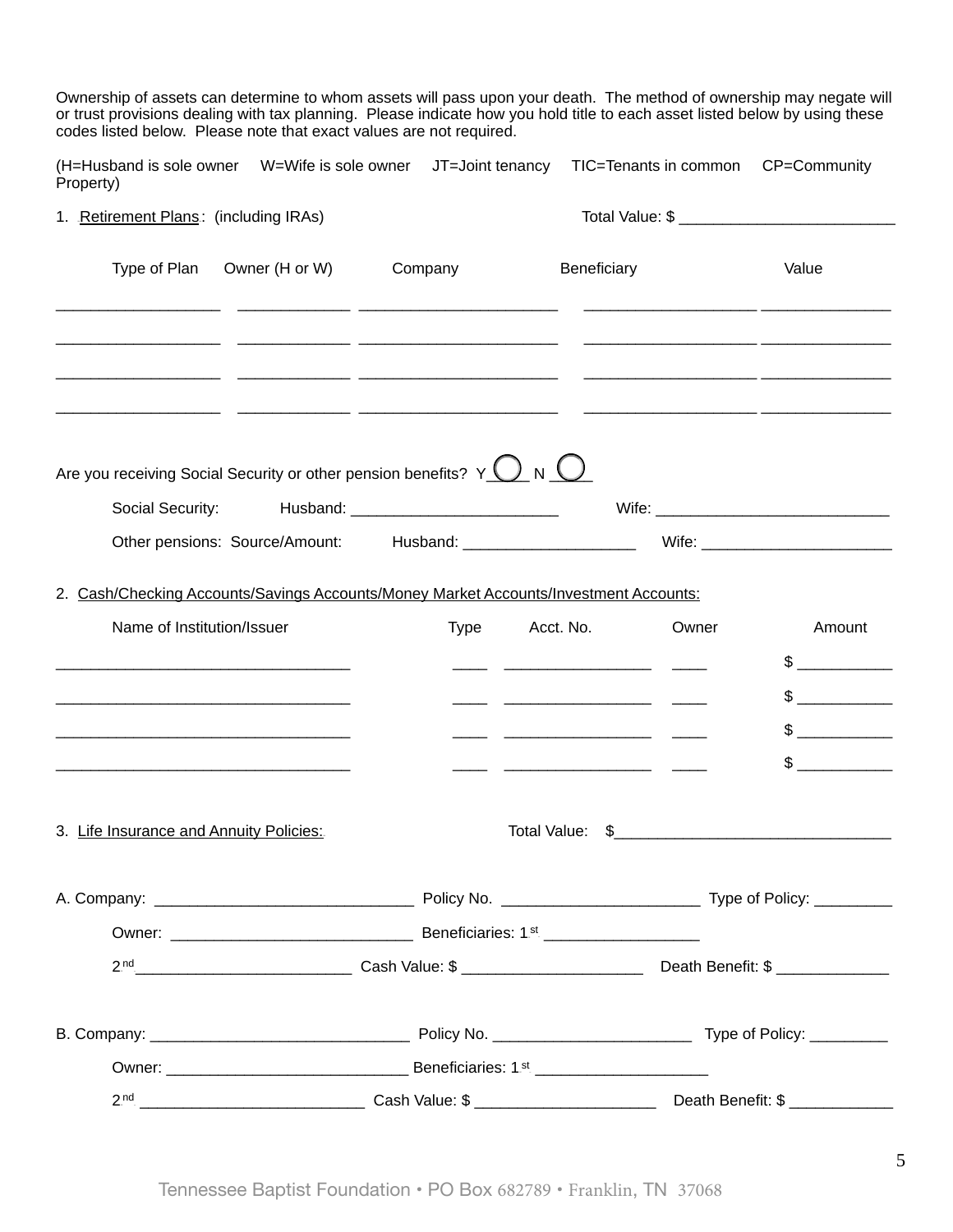Ownership of assets can determine to whom assets will pass upon your death. The method of ownership may negate will or trust provisions dealing with tax planning. Please indicate how you hold title to each asset listed below by using these codes listed below. Please note that exact values are not required.

(H=Husband is sole owner W=Wife is sole owner JT=Joint tenancy TIC=Tenants in common CP=Community Property)

1. Retirement Plans: (including IRAs) Total Value: $ _________________________

| Type of Plan | Owner (H or W) | Company | Beneficiary | Value |
|---|---|---|---|---|
| | | | | |
| | | | | |
| | | | | |
| | | | | |

Are you receiving Social Security or other pension benefits? Y ____ N ____

Social Security: Husband: ________________________ Wife: ___________________________

Other pensions: Source/Amount: Husband: ____________________ Wife: ______________________

2. Cash/Checking Accounts/Savings Accounts/Money Market Accounts/Investment Accounts:

| Name of Institution/Issuer | Type | Acct. No. | Owner | Amount |
|---|---|---|---|---|
| | | | | $ |
| | | | | $ |
| | | | | $ |
| | | | | $ |

3. Life Insurance and Annuity Policies: Total Value: $_______________________________

A. Company: ______________________________ Policy No. ______________________ Type of Policy: _________

Owner: ___________________________ Beneficiaries: 1st __________________

2nd _________________________ Cash Value: $ _____________________ Death Benefit: $ _____________

B. Company: ______________________________ Policy No. ______________________ Type of Policy: _________

Owner: ___________________________ Beneficiaries: 1st ____________________

2nd __________________________ Cash Value: $ _____________________ Death Benefit: $ ____________

Tennessee Baptist Foundation • PO Box 682789 • Franklin, TN 37068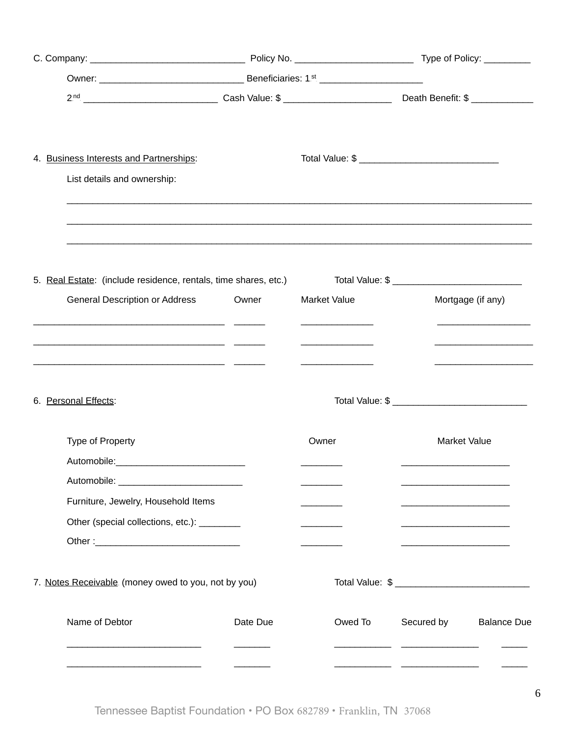C. Company: ______________________________ Policy No. _______________________ Type of Policy: _________

Owner: ___________________________ Beneficiaries: 1st ____________________

2nd __________________________ Cash Value: $ _____________________ Death Benefit: $ ____________

4. Business Interests and Partnerships: Total Value: $ ___________________________

List details and ownership:

___________________________________________________________________________________________

___________________________________________________________________________________________

___________________________________________________________________________________________

5. Real Estate: (include residence, rentals, time shares, etc.) Total Value: $ _________________________

| General Description or Address | Owner | Market Value | Mortgage (if any) |
|---|---|---|---|
| _____________________________________ | ______ | ______________ | __________________ |
| _____________________________________ | ______ | ______________ | ___________________ |
| _____________________________________ | ______ | ______________ | ___________________ |

6. Personal Effects: Total Value: $ __________________________

| Type of Property | Owner | Market Value |
|---|---|---|
| Automobile:_________________________ | ________ | _____________________ |
| Automobile: ________________________ | ________ | _____________________ |
| Furniture, Jewelry, Household Items | ________ | _____________________ |
| Other (special collections, etc.): ________ | ________ | _____________________ |
| Other :____________________________ | ________ | _____________________ |

7. Notes Receivable (money owed to you, not by you) Total Value: $ __________________________

| Name of Debtor | Date Due | Owed To | Secured by | Balance Due |
|---|---|---|---|---|
| __________________________ | _______ | ___________ | _______________ | _____ |
| __________________________ | _______ | ___________ | _______________ | _____ |

Tennessee Baptist Foundation • PO Box 682789 • Franklin, TN 37068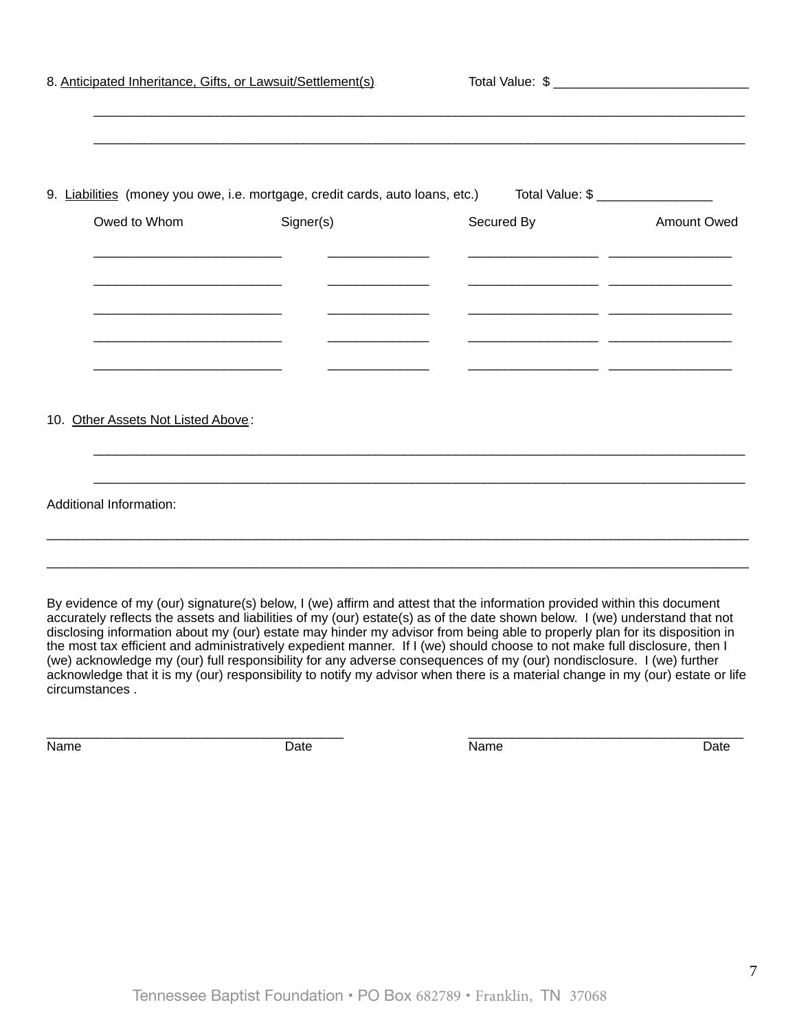8. <u>Anticipated Inheritance, Gifts, or Lawsuit/Settlement(s)</u> Total Value: $ ___________________________

______________________________________________________________________________________________

______________________________________________________________________________________________

9. <u>Liabilities</u> (money you owe, i.e. mortgage, credit cards, auto loans, etc.) Total Value: $ ________________

| Owed to Whom | Signer(s) | Secured By | Amount Owed |
|---|---|---|---|
| __________________________ | ______________ | _________________ | _________________ |
| __________________________ | ______________ | _________________ | _________________ |
| __________________________ | ______________ | _________________ | _________________ |
| __________________________ | ______________ | _________________ | _________________ |
| __________________________ | ______________ | _________________ | _________________ |

10. <u>Other Assets Not Listed Above</u>:

______________________________________________________________________________________________

______________________________________________________________________________________________

Additional Information:

______________________________________________________________________________________________

______________________________________________________________________________________________

By evidence of my (our) signature(s) below, I (we) affirm and attest that the information provided within this document accurately reflects the assets and liabilities of my (our) estate(s) as of the date shown below. I (we) understand that not disclosing information about my (our) estate may hinder my advisor from being able to properly plan for its disposition in the most tax efficient and administratively expedient manner. If I (we) should choose to not make full disclosure, then I (we) acknowledge my (our) full responsibility for any adverse consequences of my (our) nondisclosure. I (we) further acknowledge that it is my (our) responsibility to notify my advisor when there is a material change in my (our) estate or life circumstances .

| | |
|---|---|
| ________________________________________ | ______________________________________ |
| Name Date | Name Date |

Tennessee Baptist Foundation • PO Box 682789 • Franklin, TN 37068